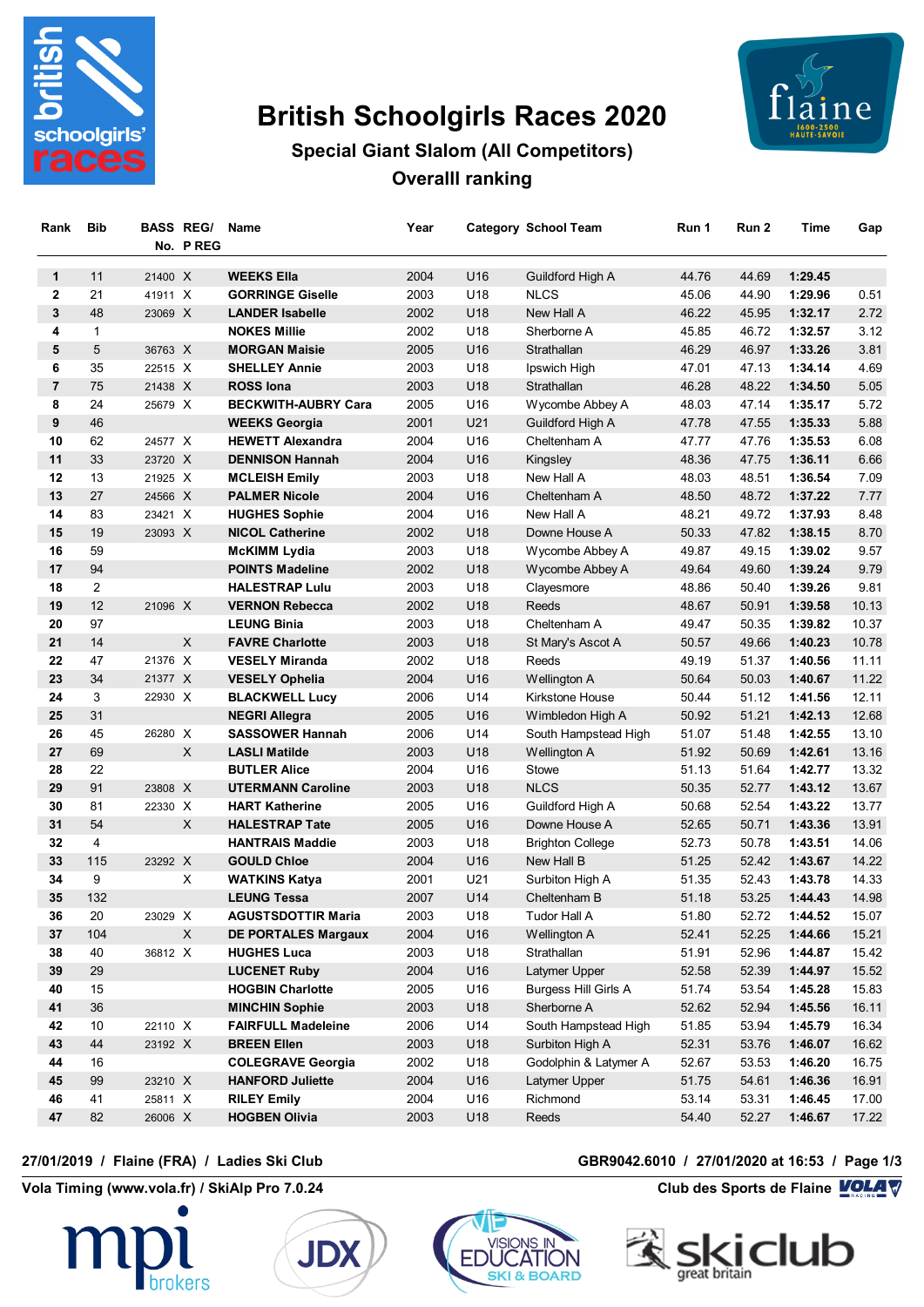# British Schoolgirls Races 2020

## Special Giant Slalom (All Competitors)

## Overalll ranking

| Rank | Bib | BASS No. | REG/ P REG | Name | Year | Category | School Team | Run 1 | Run 2 | Time | Gap |
|---|---|---|---|---|---|---|---|---|---|---|---|
| 1 | 11 | 21400 | X | **WEEKS Ella** | 2004 | U16 | Guildford High A | 44.76 | 44.69 | **1:29.45** | |
| 2 | 21 | 41911 | X | **GORRINGE Giselle** | 2003 | U18 | NLCS | 45.06 | 44.90 | **1:29.96** | 0.51 |
| 3 | 48 | 23069 | X | **LANDER Isabelle** | 2002 | U18 | New Hall A | 46.22 | 45.95 | **1:32.17** | 2.72 |
| 4 | 1 | | | **NOKES Millie** | 2002 | U18 | Sherborne A | 45.85 | 46.72 | **1:32.57** | 3.12 |
| 5 | 5 | 36763 | X | **MORGAN Maisie** | 2005 | U16 | Strathallan | 46.29 | 46.97 | **1:33.26** | 3.81 |
| 6 | 35 | 22515 | X | **SHELLEY Annie** | 2003 | U18 | Ipswich High | 47.01 | 47.13 | **1:34.14** | 4.69 |
| 7 | 75 | 21438 | X | **ROSS Iona** | 2003 | U18 | Strathallan | 46.28 | 48.22 | **1:34.50** | 5.05 |
| 8 | 24 | 25679 | X | **BECKWITH-AUBRY Cara** | 2005 | U16 | Wycombe Abbey A | 48.03 | 47.14 | **1:35.17** | 5.72 |
| 9 | 46 | | | **WEEKS Georgia** | 2001 | U21 | Guildford High A | 47.78 | 47.55 | **1:35.33** | 5.88 |
| 10 | 62 | 24577 | X | **HEWETT Alexandra** | 2004 | U16 | Cheltenham A | 47.77 | 47.76 | **1:35.53** | 6.08 |
| 11 | 33 | 23720 | X | **DENNISON Hannah** | 2004 | U16 | Kingsley | 48.36 | 47.75 | **1:36.11** | 6.66 |
| 12 | 13 | 21925 | X | **MCLEISH Emily** | 2003 | U18 | New Hall A | 48.03 | 48.51 | **1:36.54** | 7.09 |
| 13 | 27 | 24566 | X | **PALMER Nicole** | 2004 | U16 | Cheltenham A | 48.50 | 48.72 | **1:37.22** | 7.77 |
| 14 | 83 | 23421 | X | **HUGHES Sophie** | 2004 | U16 | New Hall A | 48.21 | 49.72 | **1:37.93** | 8.48 |
| 15 | 19 | 23093 | X | **NICOL Catherine** | 2002 | U18 | Downe House A | 50.33 | 47.82 | **1:38.15** | 8.70 |
| 16 | 59 | | | **McKIMM Lydia** | 2003 | U18 | Wycombe Abbey A | 49.87 | 49.15 | **1:39.02** | 9.57 |
| 17 | 94 | | | **POINTS Madeline** | 2002 | U18 | Wycombe Abbey A | 49.64 | 49.60 | **1:39.24** | 9.79 |
| 18 | 2 | | | **HALESTRAP Lulu** | 2003 | U18 | Claysmore | 48.86 | 50.40 | **1:39.26** | 9.81 |
| 19 | 12 | 21096 | X | **VERNON Rebecca** | 2002 | U18 | Reeds | 48.67 | 50.91 | **1:39.58** | 10.13 |
| 20 | 97 | | | **LEUNG Binia** | 2003 | U18 | Cheltenham A | 49.47 | 50.35 | **1:39.82** | 10.37 |
| 21 | 14 | | X | **FAVRE Charlotte** | 2003 | U18 | St Mary's Ascot A | 50.57 | 49.66 | **1:40.23** | 10.78 |
| 22 | 47 | 21376 | X | **VESELY Miranda** | 2002 | U18 | Reeds | 49.19 | 51.37 | **1:40.56** | 11.11 |
| 23 | 34 | 21377 | X | **VESELY Ophelia** | 2004 | U16 | Wellington A | 50.64 | 50.03 | **1:40.67** | 11.22 |
| 24 | 3 | 22930 | X | **BLACKWELL Lucy** | 2006 | U14 | Kirkstone House | 50.44 | 51.12 | **1:41.56** | 12.11 |
| 25 | 31 | | | **NEGRI Allegra** | 2005 | U16 | Wimbledon High A | 50.92 | 51.21 | **1:42.13** | 12.68 |
| 26 | 45 | 26280 | X | **SASSOWER Hannah** | 2006 | U14 | South Hampstead High | 51.07 | 51.48 | **1:42.55** | 13.10 |
| 27 | 69 | | X | **LASLI Matilde** | 2003 | U18 | Wellington A | 51.92 | 50.69 | **1:42.61** | 13.16 |
| 28 | 22 | | | **BUTLER Alice** | 2004 | U16 | Stowe | 51.13 | 51.64 | **1:42.77** | 13.32 |
| 29 | 91 | 23808 | X | **UTERMANN Caroline** | 2003 | U18 | NLCS | 50.35 | 52.77 | **1:43.12** | 13.67 |
| 30 | 81 | 22330 | X | **HART Katherine** | 2005 | U16 | Guildford High A | 50.68 | 52.54 | **1:43.22** | 13.77 |
| 31 | 54 | | X | **HALESTRAP Tate** | 2005 | U16 | Downe House A | 52.65 | 50.71 | **1:43.36** | 13.91 |
| 32 | 4 | | | **HANTRAIS Maddie** | 2003 | U18 | Brighton College | 52.73 | 50.78 | **1:43.51** | 14.06 |
| 33 | 115 | 23292 | X | **GOULD Chloe** | 2004 | U16 | New Hall B | 51.25 | 52.42 | **1:43.67** | 14.22 |
| 34 | 9 | | X | **WATKINS Katya** | 2001 | U21 | Surbiton High A | 51.35 | 52.43 | **1:43.78** | 14.33 |
| 35 | 132 | | | **LEUNG Tessa** | 2007 | U14 | Cheltenham B | 51.18 | 53.25 | **1:44.43** | 14.98 |
| 36 | 20 | 23029 | X | **AGUSTSDOTTIR Maria** | 2003 | U18 | Tudor Hall A | 51.80 | 52.72 | **1:44.52** | 15.07 |
| 37 | 104 | | X | **DE PORTALES Margaux** | 2004 | U16 | Wellington A | 52.41 | 52.25 | **1:44.66** | 15.21 |
| 38 | 40 | 36812 | X | **HUGHES Luca** | 2003 | U18 | Strathallan | 51.91 | 52.96 | **1:44.87** | 15.42 |
| 39 | 29 | | | **LUCENET Ruby** | 2004 | U16 | Latymer Upper | 52.58 | 52.39 | **1:44.97** | 15.52 |
| 40 | 15 | | | **HOGBIN Charlotte** | 2005 | U16 | Burgess Hill Girls A | 51.74 | 53.54 | **1:45.28** | 15.83 |
| 41 | 36 | | | **MINCHIN Sophie** | 2003 | U18 | Sherborne A | 52.62 | 52.94 | **1:45.56** | 16.11 |
| 42 | 10 | 22110 | X | **FAIRFULL Madeleine** | 2006 | U14 | South Hampstead High | 51.85 | 53.94 | **1:45.79** | 16.34 |
| 43 | 44 | 23192 | X | **BREEN Ellen** | 2003 | U18 | Surbiton High A | 52.31 | 53.76 | **1:46.07** | 16.62 |
| 44 | 16 | | | **COLEGRAVE Georgia** | 2002 | U18 | Godolphin & Latymer A | 52.67 | 53.53 | **1:46.20** | 16.75 |
| 45 | 99 | 23210 | X | **HANFORD Juliette** | 2004 | U16 | Latymer Upper | 51.75 | 54.61 | **1:46.36** | 16.91 |
| 46 | 41 | 25811 | X | **RILEY Emily** | 2004 | U16 | Richmond | 53.14 | 53.31 | **1:46.45** | 17.00 |
| 47 | 82 | 26006 | X | **HOGBEN Olivia** | 2003 | U18 | Reeds | 54.40 | 52.27 | **1:46.67** | 17.22 |

**27/01/2019 / Flaine (FRA) / Ladies Ski Club** **GBR9042.6010 / 27/01/2020 at 16:53 / Page 1/3**

**Vola Timing (www.vola.fr) / SkiAlp Pro 7.0.24** **Club des Sports de Flaine**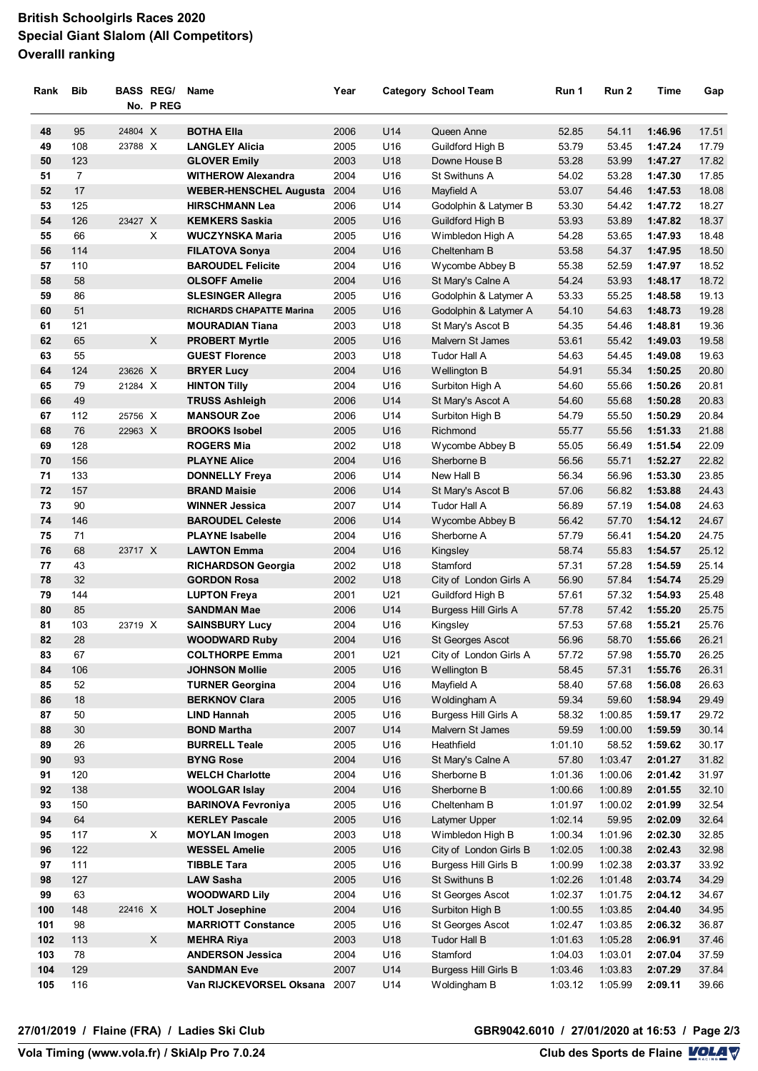# British Schoolgirls Races 2020
## Special Giant Slalom (All Competitors)
## Overalll ranking

| Rank | Bib | BASS No. | REG/ P REG | Name | Year | Category | School Team | Run 1 | Run 2 | Time | Gap |
|---|---|---|---|---|---|---|---|---|---|---|---|
| 48 | 95 | 24804 | X | **BOTHA Ella** | 2006 | U14 | Queen Anne | 52.85 | 54.11 | **1:46.96** | 17.51 |
| 49 | 108 | 23788 | X | **LANGLEY Alicia** | 2005 | U16 | Guildford High B | 53.79 | 53.45 | **1:47.24** | 17.79 |
| 50 | 123 | | | **GLOVER Emily** | 2003 | U18 | Downe House B | 53.28 | 53.99 | **1:47.27** | 17.82 |
| 51 | 7 | | | **WITHEROW Alexandra** | 2004 | U16 | St Swithuns A | 54.02 | 53.28 | **1:47.30** | 17.85 |
| 52 | 17 | | | **WEBER-HENSCHEL Augusta** | 2004 | U16 | Mayfield A | 53.07 | 54.46 | **1:47.53** | 18.08 |
| 53 | 125 | | | **HIRSCHMANN Lea** | 2006 | U14 | Godolphin & Latymer B | 53.30 | 54.42 | **1:47.72** | 18.27 |
| 54 | 126 | 23427 | X | **KEMKERS Saskia** | 2005 | U16 | Guildford High B | 53.93 | 53.89 | **1:47.82** | 18.37 |
| 55 | 66 | | X | **WUCZYNSKA Maria** | 2005 | U16 | Wimbledon High A | 54.28 | 53.65 | **1:47.93** | 18.48 |
| 56 | 114 | | | **FILATOVA Sonya** | 2004 | U16 | Cheltenham B | 53.58 | 54.37 | **1:47.95** | 18.50 |
| 57 | 110 | | | **BAROUDEL Felicite** | 2004 | U16 | Wycombe Abbey B | 55.38 | 52.59 | **1:47.97** | 18.52 |
| 58 | 58 | | | **OLSOFF Amelie** | 2004 | U16 | St Mary's Calne A | 54.24 | 53.93 | **1:48.17** | 18.72 |
| 59 | 86 | | | **SLESINGER Allegra** | 2005 | U16 | Godolphin & Latymer A | 53.33 | 55.25 | **1:48.58** | 19.13 |
| 60 | 51 | | | **RICHARDS CHAPATTE Marina** | 2005 | U16 | Godolphin & Latymer A | 54.10 | 54.63 | **1:48.73** | 19.28 |
| 61 | 121 | | | **MOURADIAN Tiana** | 2003 | U18 | St Mary's Ascot B | 54.35 | 54.46 | **1:48.81** | 19.36 |
| 62 | 65 | | X | **PROBERT Myrtle** | 2005 | U16 | Malvern St James | 53.61 | 55.42 | **1:49.03** | 19.58 |
| 63 | 55 | | | **GUEST Florence** | 2003 | U18 | Tudor Hall A | 54.63 | 54.45 | **1:49.08** | 19.63 |
| 64 | 124 | 23626 | X | **BRYER Lucy** | 2004 | U16 | Wellington B | 54.91 | 55.34 | **1:50.25** | 20.80 |
| 65 | 79 | 21284 | X | **HINTON Tilly** | 2004 | U16 | Surbiton High A | 54.60 | 55.66 | **1:50.26** | 20.81 |
| 66 | 49 | | | **TRUSS Ashleigh** | 2006 | U14 | St Mary's Ascot A | 54.60 | 55.68 | **1:50.28** | 20.83 |
| 67 | 112 | 25756 | X | **MANSOUR Zoe** | 2006 | U14 | Surbiton High B | 54.79 | 55.50 | **1:50.29** | 20.84 |
| 68 | 76 | 22963 | X | **BROOKS Isobel** | 2005 | U16 | Richmond | 55.77 | 55.56 | **1:51.33** | 21.88 |
| 69 | 128 | | | **ROGERS Mia** | 2002 | U18 | Wycombe Abbey B | 55.05 | 56.49 | **1:51.54** | 22.09 |
| 70 | 156 | | | **PLAYNE Alice** | 2004 | U16 | Sherborne B | 56.56 | 55.71 | **1:52.27** | 22.82 |
| 71 | 133 | | | **DONNELLY Freya** | 2006 | U14 | New Hall B | 56.34 | 56.96 | **1:53.30** | 23.85 |
| 72 | 157 | | | **BRAND Maisie** | 2006 | U14 | St Mary's Ascot B | 57.06 | 56.82 | **1:53.88** | 24.43 |
| 73 | 90 | | | **WINNER Jessica** | 2007 | U14 | Tudor Hall A | 56.89 | 57.19 | **1:54.08** | 24.63 |
| 74 | 146 | | | **BAROUDEL Celeste** | 2006 | U14 | Wycombe Abbey B | 56.42 | 57.70 | **1:54.12** | 24.67 |
| 75 | 71 | | | **PLAYNE Isabelle** | 2004 | U16 | Sherborne A | 57.79 | 56.41 | **1:54.20** | 24.75 |
| 76 | 68 | 23717 | X | **LAWTON Emma** | 2004 | U16 | Kingsley | 58.74 | 55.83 | **1:54.57** | 25.12 |
| 77 | 43 | | | **RICHARDSON Georgia** | 2002 | U18 | Stamford | 57.31 | 57.28 | **1:54.59** | 25.14 |
| 78 | 32 | | | **GORDON Rosa** | 2002 | U18 | City of London Girls A | 56.90 | 57.84 | **1:54.74** | 25.29 |
| 79 | 144 | | | **LUPTON Freya** | 2001 | U21 | Guildford High B | 57.61 | 57.32 | **1:54.93** | 25.48 |
| 80 | 85 | | | **SANDMAN Mae** | 2006 | U14 | Burgess Hill Girls A | 57.78 | 57.42 | **1:55.20** | 25.75 |
| 81 | 103 | 23719 | X | **SAINSBURY Lucy** | 2004 | U16 | Kingsley | 57.53 | 57.68 | **1:55.21** | 25.76 |
| 82 | 28 | | | **WOODWARD Ruby** | 2004 | U16 | St Georges Ascot | 56.96 | 58.70 | **1:55.66** | 26.21 |
| 83 | 67 | | | **COLTHORPE Emma** | 2001 | U21 | City of London Girls A | 57.72 | 57.98 | **1:55.70** | 26.25 |
| 84 | 106 | | | **JOHNSON Mollie** | 2005 | U16 | Wellington B | 58.45 | 57.31 | **1:55.76** | 26.31 |
| 85 | 52 | | | **TURNER Georgina** | 2004 | U16 | Mayfield A | 58.40 | 57.68 | **1:56.08** | 26.63 |
| 86 | 18 | | | **BERKNOV Clara** | 2005 | U16 | Woldingham A | 59.34 | 59.60 | **1:58.94** | 29.49 |
| 87 | 50 | | | **LIND Hannah** | 2005 | U16 | Burgess Hill Girls A | 58.32 | 1:00.85 | **1:59.17** | 29.72 |
| 88 | 30 | | | **BOND Martha** | 2007 | U14 | Malvern St James | 59.59 | 1:00.00 | **1:59.59** | 30.14 |
| 89 | 26 | | | **BURRELL Teale** | 2005 | U16 | Heathfield | 1:01.10 | 58.52 | **1:59.62** | 30.17 |
| 90 | 93 | | | **BYNG Rose** | 2004 | U16 | St Mary's Calne A | 57.80 | 1:03.47 | **2:01.27** | 31.82 |
| 91 | 120 | | | **WELCH Charlotte** | 2004 | U16 | Sherborne B | 1:01.36 | 1:00.06 | **2:01.42** | 31.97 |
| 92 | 138 | | | **WOOLGAR Islay** | 2004 | U16 | Sherborne B | 1:00.66 | 1:00.89 | **2:01.55** | 32.10 |
| 93 | 150 | | | **BARINOVA Fevroniya** | 2005 | U16 | Cheltenham B | 1:01.97 | 1:00.02 | **2:01.99** | 32.54 |
| 94 | 64 | | | **KERLEY Pascale** | 2005 | U16 | Latymer Upper | 1:02.14 | 59.95 | **2:02.09** | 32.64 |
| 95 | 117 | | X | **MOYLAN Imogen** | 2003 | U18 | Wimbledon High B | 1:00.34 | 1:01.96 | **2:02.30** | 32.85 |
| 96 | 122 | | | **WESSEL Amelie** | 2005 | U16 | City of London Girls B | 1:02.05 | 1:00.38 | **2:02.43** | 32.98 |
| 97 | 111 | | | **TIBBLE Tara** | 2005 | U16 | Burgess Hill Girls B | 1:00.99 | 1:02.38 | **2:03.37** | 33.92 |
| 98 | 127 | | | **LAW Sasha** | 2005 | U16 | St Swithuns B | 1:02.26 | 1:01.48 | **2:03.74** | 34.29 |
| 99 | 63 | | | **WOODWARD Lily** | 2004 | U16 | St Georges Ascot | 1:02.37 | 1:01.75 | **2:04.12** | 34.67 |
| 100 | 148 | 22416 | X | **HOLT Josephine** | 2004 | U16 | Surbiton High B | 1:00.55 | 1:03.85 | **2:04.40** | 34.95 |
| 101 | 98 | | | **MARRIOTT Constance** | 2005 | U16 | St Georges Ascot | 1:02.47 | 1:03.85 | **2:06.32** | 36.87 |
| 102 | 113 | | X | **MEHRA Riya** | 2003 | U18 | Tudor Hall B | 1:01.63 | 1:05.28 | **2:06.91** | 37.46 |
| 103 | 78 | | | **ANDERSON Jessica** | 2004 | U16 | Stamford | 1:04.03 | 1:03.01 | **2:07.04** | 37.59 |
| 104 | 129 | | | **SANDMAN Eve** | 2007 | U14 | Burgess Hill Girls B | 1:03.46 | 1:03.83 | **2:07.29** | 37.84 |
| 105 | 116 | | | **Van RIJCKEVORSEL Oksana** | 2007 | U14 | Woldingham B | 1:03.12 | 1:05.99 | **2:09.11** | 39.66 |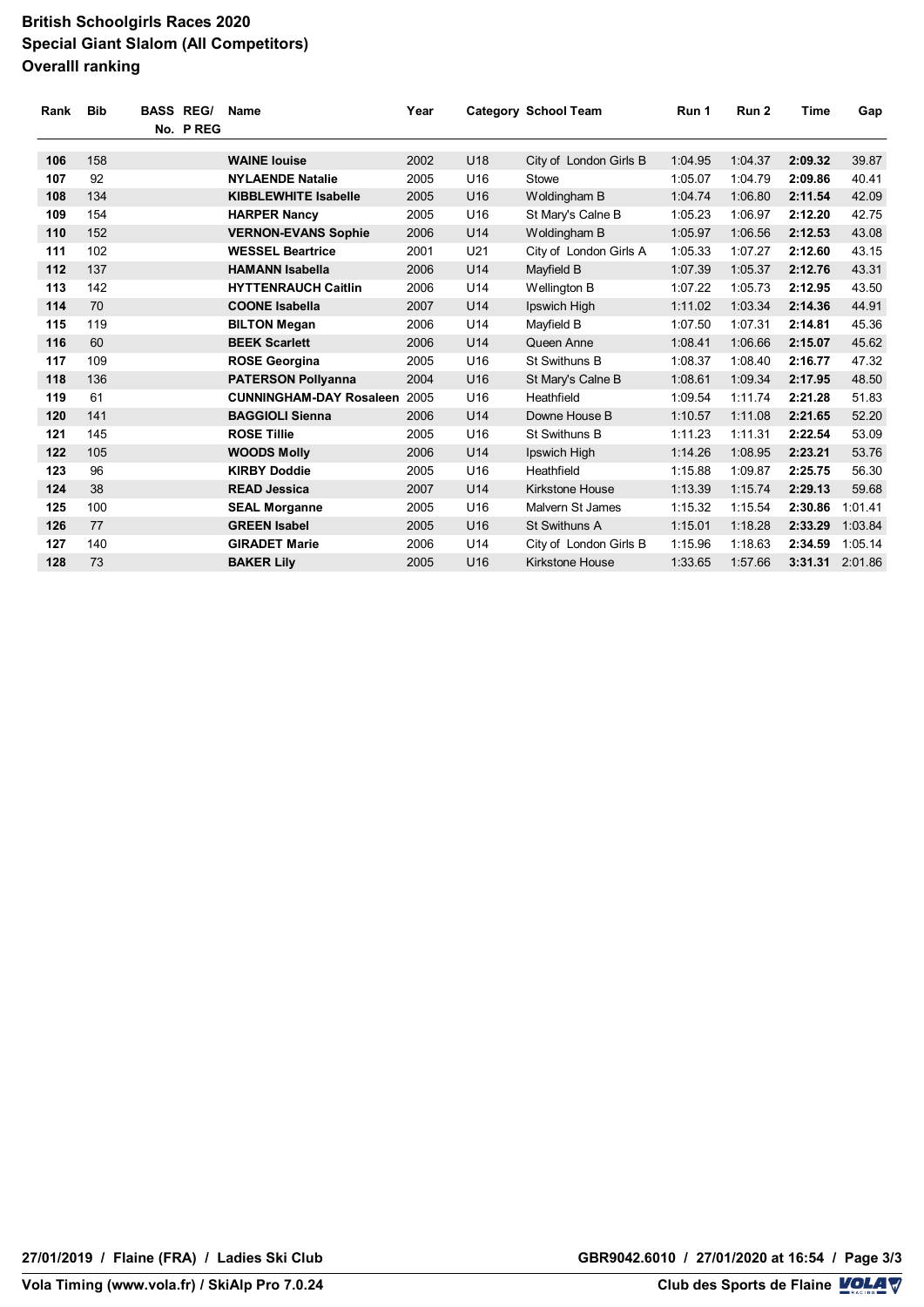**British Schoolgirls Races 2020**
**Special Giant Slalom (All Competitors)**
**Overalll ranking**

| Rank | Bib | BASS No. | REG/ P REG | Name | Year | Category | School Team | Run 1 | Run 2 | Time | Gap |
|---|---|---|---|---|---|---|---|---|---|---|---|
| **106** | 158 | | | **WAINE louise** | 2002 | U18 | City of London Girls B | 1:04.95 | 1:04.37 | **2:09.32** | 39.87 |
| **107** | 92 | | | **NYLAENDE Natalie** | 2005 | U16 | Stowe | 1:05.07 | 1:04.79 | **2:09.86** | 40.41 |
| **108** | 134 | | | **KIBBLEWHITE Isabelle** | 2005 | U16 | Woldingham B | 1:04.74 | 1:06.80 | **2:11.54** | 42.09 |
| **109** | 154 | | | **HARPER Nancy** | 2005 | U16 | St Mary's Calne B | 1:05.23 | 1:06.97 | **2:12.20** | 42.75 |
| **110** | 152 | | | **VERNON-EVANS Sophie** | 2006 | U14 | Woldingham B | 1:05.97 | 1:06.56 | **2:12.53** | 43.08 |
| **111** | 102 | | | **WESSEL Beartrice** | 2001 | U21 | City of London Girls A | 1:05.33 | 1:07.27 | **2:12.60** | 43.15 |
| **112** | 137 | | | **HAMANN Isabella** | 2006 | U14 | Mayfield B | 1:07.39 | 1:05.37 | **2:12.76** | 43.31 |
| **113** | 142 | | | **HYTTENRAUCH Caitlin** | 2006 | U14 | Wellington B | 1:07.22 | 1:05.73 | **2:12.95** | 43.50 |
| **114** | 70 | | | **COONE Isabella** | 2007 | U14 | Ipswich High | 1:11.02 | 1:03.34 | **2:14.36** | 44.91 |
| **115** | 119 | | | **BILTON Megan** | 2006 | U14 | Mayfield B | 1:07.50 | 1:07.31 | **2:14.81** | 45.36 |
| **116** | 60 | | | **BEEK Scarlett** | 2006 | U14 | Queen Anne | 1:08.41 | 1:06.66 | **2:15.07** | 45.62 |
| **117** | 109 | | | **ROSE Georgina** | 2005 | U16 | St Swithuns B | 1:08.37 | 1:08.40 | **2:16.77** | 47.32 |
| **118** | 136 | | | **PATERSON Pollyanna** | 2004 | U16 | St Mary's Calne B | 1:08.61 | 1:09.34 | **2:17.95** | 48.50 |
| **119** | 61 | | | **CUNNINGHAM-DAY Rosaleen** | 2005 | U16 | Heathfield | 1:09.54 | 1:11.74 | **2:21.28** | 51.83 |
| **120** | 141 | | | **BAGGIOLI Sienna** | 2006 | U14 | Downe House B | 1:10.57 | 1:11.08 | **2:21.65** | 52.20 |
| **121** | 145 | | | **ROSE Tillie** | 2005 | U16 | St Swithuns B | 1:11.23 | 1:11.31 | **2:22.54** | 53.09 |
| **122** | 105 | | | **WOODS Molly** | 2006 | U14 | Ipswich High | 1:14.26 | 1:08.95 | **2:23.21** | 53.76 |
| **123** | 96 | | | **KIRBY Doddie** | 2005 | U16 | Heathfield | 1:15.88 | 1:09.87 | **2:25.75** | 56.30 |
| **124** | 38 | | | **READ Jessica** | 2007 | U14 | Kirkstone House | 1:13.39 | 1:15.74 | **2:29.13** | 59.68 |
| **125** | 100 | | | **SEAL Morganne** | 2005 | U16 | Malvern St James | 1:15.32 | 1:15.54 | **2:30.86** | 1:01.41 |
| **126** | 77 | | | **GREEN Isabel** | 2005 | U16 | St Swithuns A | 1:15.01 | 1:18.28 | **2:33.29** | 1:03.84 |
| **127** | 140 | | | **GIRADET Marie** | 2006 | U14 | City of London Girls B | 1:15.96 | 1:18.63 | **2:34.59** | 1:05.14 |
| **128** | 73 | | | **BAKER Lily** | 2005 | U16 | Kirkstone House | 1:33.65 | 1:57.66 | **3:31.31** | 2:01.86 |